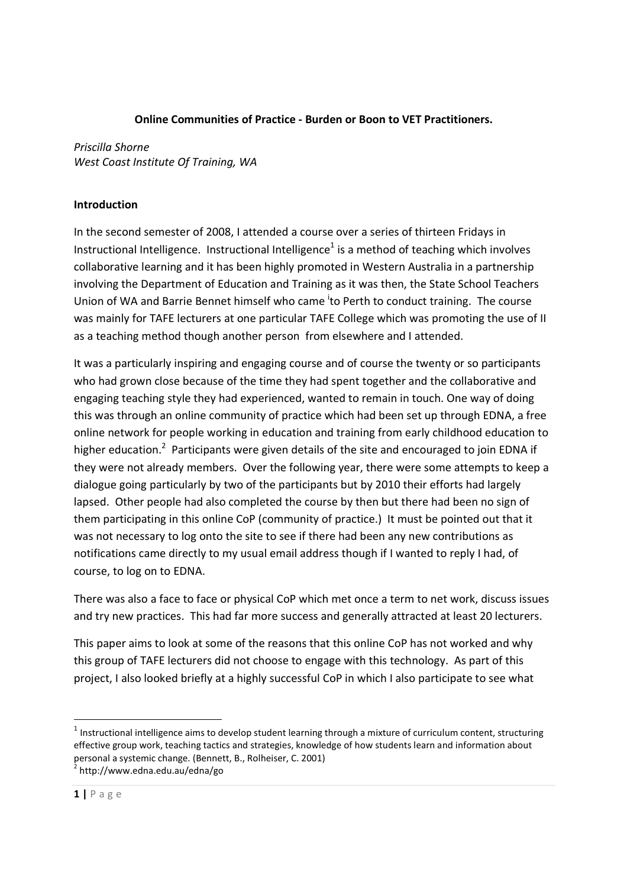**Online Communities of Practice - Burden or Boon to VET Practitioners.**

*Priscilla Shorne*
*West Coast Institute Of Training, WA*

**Introduction**

In the second semester of 2008, I attended a course over a series of thirteen Fridays in Instructional Intelligence. Instructional Intelligence[1] is a method of teaching which involves collaborative learning and it has been highly promoted in Western Australia in a partnership involving the Department of Education and Training as it was then, the State School Teachers Union of WA and Barrie Bennet himself who came [i]to Perth to conduct training. The course was mainly for TAFE lecturers at one particular TAFE College which was promoting the use of II as a teaching method though another person from elsewhere and I attended.

It was a particularly inspiring and engaging course and of course the twenty or so participants who had grown close because of the time they had spent together and the collaborative and engaging teaching style they had experienced, wanted to remain in touch. One way of doing this was through an online community of practice which had been set up through EDNA, a free online network for people working in education and training from early childhood education to higher education.[2] Participants were given details of the site and encouraged to join EDNA if they were not already members. Over the following year, there were some attempts to keep a dialogue going particularly by two of the participants but by 2010 their efforts had largely lapsed. Other people had also completed the course by then but there had been no sign of them participating in this online CoP (community of practice.) It must be pointed out that it was not necessary to log onto the site to see if there had been any new contributions as notifications came directly to my usual email address though if I wanted to reply I had, of course, to log on to EDNA.

There was also a face to face or physical CoP which met once a term to net work, discuss issues and try new practices. This had far more success and generally attracted at least 20 lecturers.

This paper aims to look at some of the reasons that this online CoP has not worked and why this group of TAFE lecturers did not choose to engage with this technology. As part of this project, I also looked briefly at a highly successful CoP in which I also participate to see what

---

[1] Instructional intelligence aims to develop student learning through a mixture of curriculum content, structuring effective group work, teaching tactics and strategies, knowledge of how students learn and information about personal a systemic change. (Bennett, B., Rolheiser, C. 2001)

[2] http://www.edna.edu.au/edna/go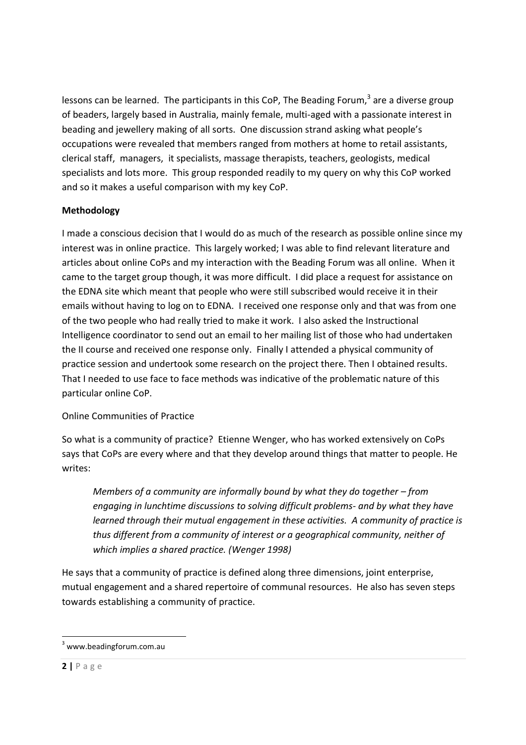lessons can be learned. The participants in this CoP, The Beading Forum,[3] are a diverse group of beaders, largely based in Australia, mainly female, multi-aged with a passionate interest in beading and jewellery making of all sorts. One discussion strand asking what people's occupations were revealed that members ranged from mothers at home to retail assistants, clerical staff, managers, it specialists, massage therapists, teachers, geologists, medical specialists and lots more. This group responded readily to my query on why this CoP worked and so it makes a useful comparison with my key CoP.

**Methodology**

I made a conscious decision that I would do as much of the research as possible online since my interest was in online practice. This largely worked; I was able to find relevant literature and articles about online CoPs and my interaction with the Beading Forum was all online. When it came to the target group though, it was more difficult. I did place a request for assistance on the EDNA site which meant that people who were still subscribed would receive it in their emails without having to log on to EDNA. I received one response only and that was from one of the two people who had really tried to make it work. I also asked the Instructional Intelligence coordinator to send out an email to her mailing list of those who had undertaken the II course and received one response only. Finally I attended a physical community of practice session and undertook some research on the project there. Then I obtained results. That I needed to use face to face methods was indicative of the problematic nature of this particular online CoP.

Online Communities of Practice

So what is a community of practice? Etienne Wenger, who has worked extensively on CoPs says that CoPs are every where and that they develop around things that matter to people. He writes:

> *Members of a community are informally bound by what they do together – from engaging in lunchtime discussions to solving difficult problems- and by what they have learned through their mutual engagement in these activities. A community of practice is thus different from a community of interest or a geographical community, neither of which implies a shared practice. (Wenger 1998)*

He says that a community of practice is defined along three dimensions, joint enterprise, mutual engagement and a shared repertoire of communal resources. He also has seven steps towards establishing a community of practice.

[3] www.beadingforum.com.au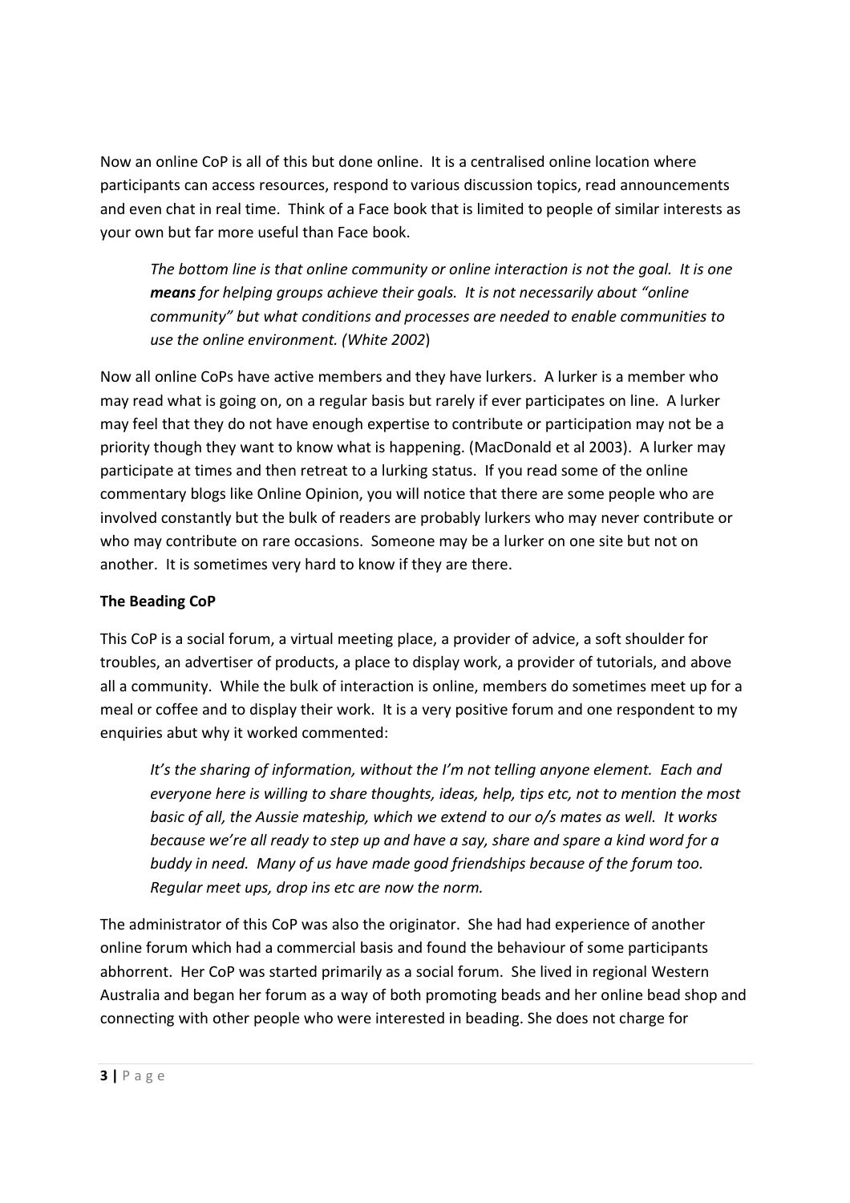Now an online CoP is all of this but done online. It is a centralised online location where participants can access resources, respond to various discussion topics, read announcements and even chat in real time. Think of a Face book that is limited to people of similar interests as your own but far more useful than Face book.

> *The bottom line is that online community or online interaction is not the goal. It is one* ***means*** *for helping groups achieve their goals. It is not necessarily about "online community" but what conditions and processes are needed to enable communities to use the online environment. (White 2002*)

Now all online CoPs have active members and they have lurkers. A lurker is a member who may read what is going on, on a regular basis but rarely if ever participates on line. A lurker may feel that they do not have enough expertise to contribute or participation may not be a priority though they want to know what is happening. (MacDonald et al 2003). A lurker may participate at times and then retreat to a lurking status. If you read some of the online commentary blogs like Online Opinion, you will notice that there are some people who are involved constantly but the bulk of readers are probably lurkers who may never contribute or who may contribute on rare occasions. Someone may be a lurker on one site but not on another. It is sometimes very hard to know if they are there.

**The Beading CoP**

This CoP is a social forum, a virtual meeting place, a provider of advice, a soft shoulder for troubles, an advertiser of products, a place to display work, a provider of tutorials, and above all a community. While the bulk of interaction is online, members do sometimes meet up for a meal or coffee and to display their work. It is a very positive forum and one respondent to my enquiries abut why it worked commented:

> *It's the sharing of information, without the I'm not telling anyone element. Each and everyone here is willing to share thoughts, ideas, help, tips etc, not to mention the most basic of all, the Aussie mateship, which we extend to our o/s mates as well. It works because we're all ready to step up and have a say, share and spare a kind word for a buddy in need. Many of us have made good friendships because of the forum too. Regular meet ups, drop ins etc are now the norm.*

The administrator of this CoP was also the originator. She had had experience of another online forum which had a commercial basis and found the behaviour of some participants abhorrent. Her CoP was started primarily as a social forum. She lived in regional Western Australia and began her forum as a way of both promoting beads and her online bead shop and connecting with other people who were interested in beading. She does not charge for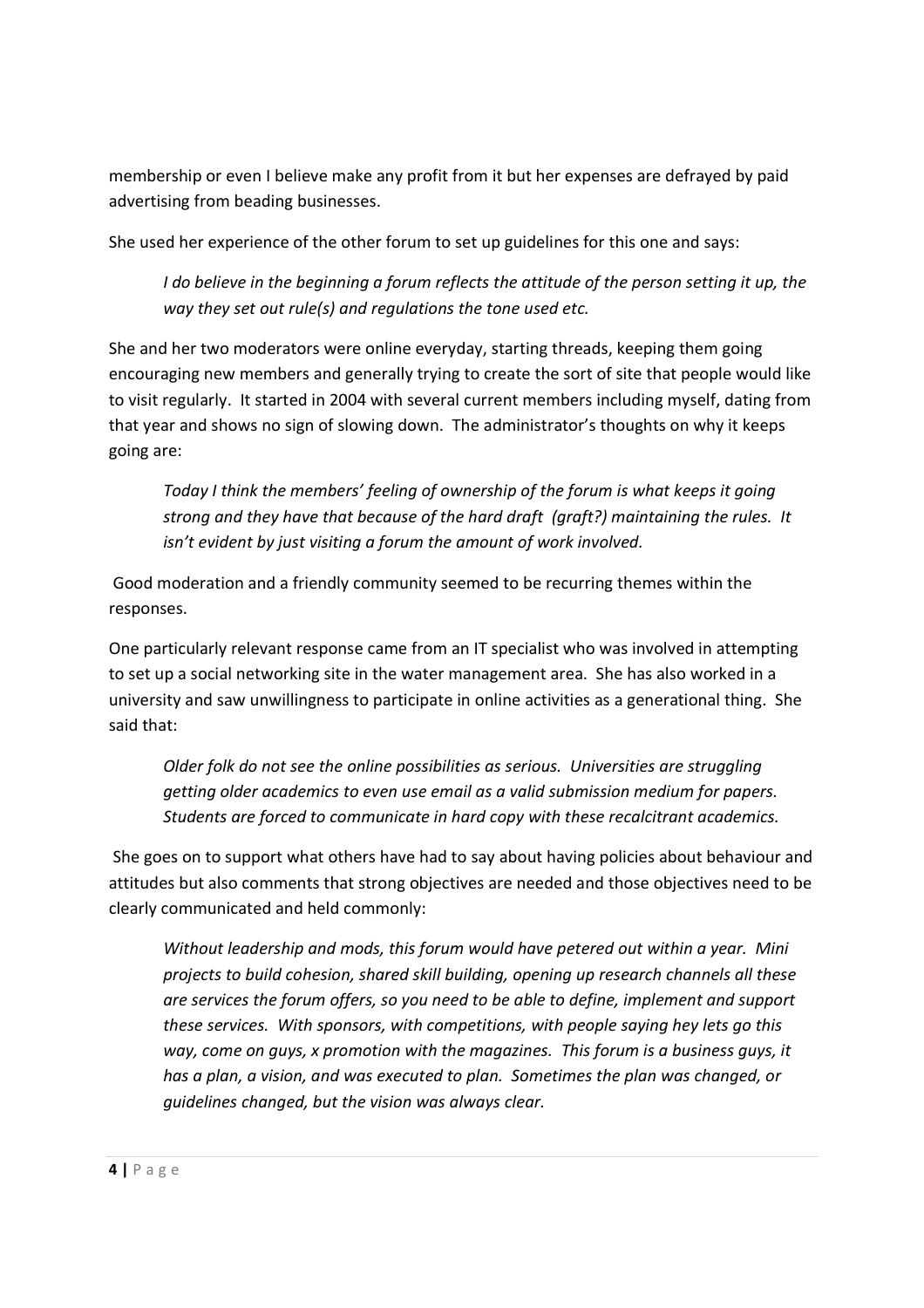membership or even I believe make any profit from it but her expenses are defrayed by paid advertising from beading businesses.

She used her experience of the other forum to set up guidelines for this one and says:

> *I do believe in the beginning a forum reflects the attitude of the person setting it up, the way they set out rule(s) and regulations the tone used etc.*

She and her two moderators were online everyday, starting threads, keeping them going encouraging new members and generally trying to create the sort of site that people would like to visit regularly. It started in 2004 with several current members including myself, dating from that year and shows no sign of slowing down. The administrator's thoughts on why it keeps going are:

> *Today I think the members' feeling of ownership of the forum is what keeps it going strong and they have that because of the hard draft (graft?) maintaining the rules. It isn't evident by just visiting a forum the amount of work involved.*

Good moderation and a friendly community seemed to be recurring themes within the responses.

One particularly relevant response came from an IT specialist who was involved in attempting to set up a social networking site in the water management area. She has also worked in a university and saw unwillingness to participate in online activities as a generational thing. She said that:

> *Older folk do not see the online possibilities as serious. Universities are struggling getting older academics to even use email as a valid submission medium for papers. Students are forced to communicate in hard copy with these recalcitrant academics.*

She goes on to support what others have had to say about having policies about behaviour and attitudes but also comments that strong objectives are needed and those objectives need to be clearly communicated and held commonly:

> *Without leadership and mods, this forum would have petered out within a year. Mini projects to build cohesion, shared skill building, opening up research channels all these are services the forum offers, so you need to be able to define, implement and support these services. With sponsors, with competitions, with people saying hey lets go this way, come on guys, x promotion with the magazines. This forum is a business guys, it has a plan, a vision, and was executed to plan. Sometimes the plan was changed, or guidelines changed, but the vision was always clear.*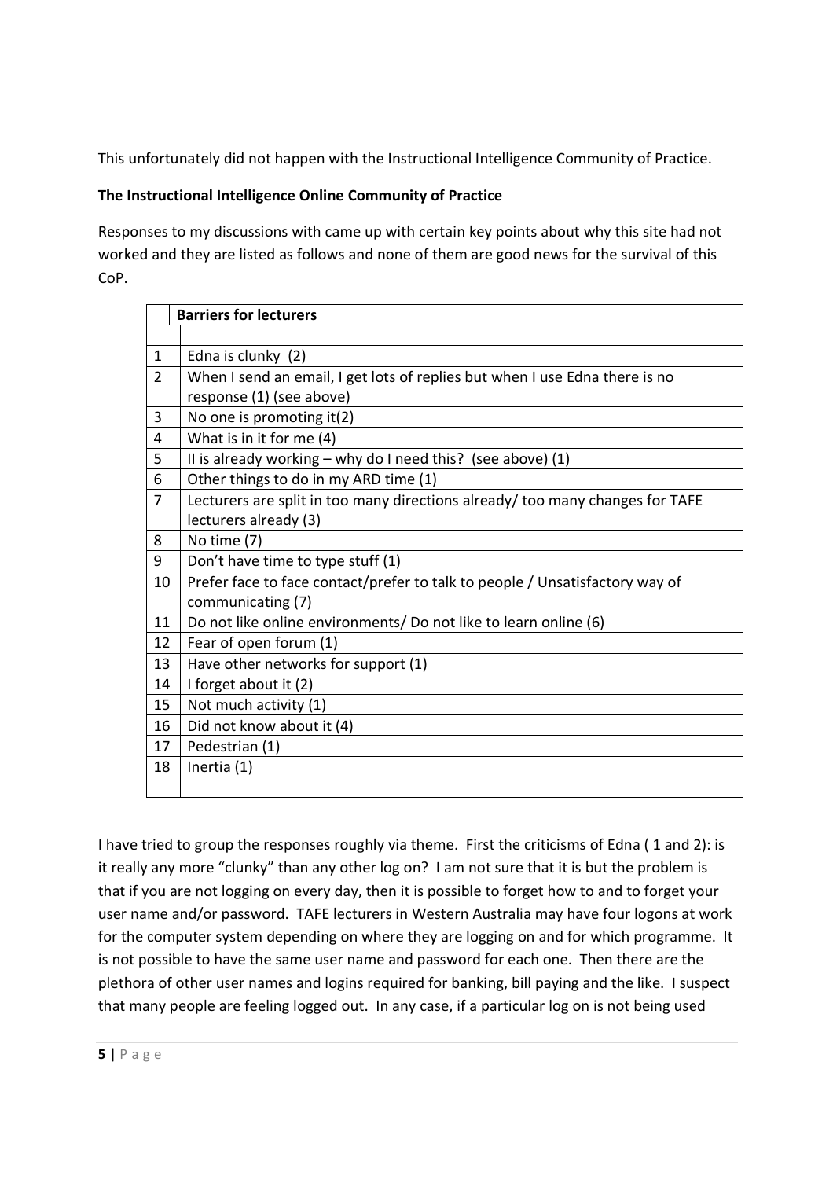This unfortunately did not happen with the Instructional Intelligence Community of Practice.

**The Instructional Intelligence Online Community of Practice**

Responses to my discussions with came up with certain key points about why this site had not worked and they are listed as follows and none of them are good news for the survival of this CoP.

| | **Barriers for lecturers** |
|---|---|
| | |
| 1 | Edna is clunky (2) |
| 2 | When I send an email, I get lots of replies but when I use Edna there is no response (1) (see above) |
| 3 | No one is promoting it(2) |
| 4 | What is in it for me (4) |
| 5 | II is already working – why do I need this? (see above) (1) |
| 6 | Other things to do in my ARD time (1) |
| 7 | Lecturers are split in too many directions already/ too many changes for TAFE lecturers already (3) |
| 8 | No time (7) |
| 9 | Don't have time to type stuff (1) |
| 10 | Prefer face to face contact/prefer to talk to people / Unsatisfactory way of communicating (7) |
| 11 | Do not like online environments/ Do not like to learn online (6) |
| 12 | Fear of open forum (1) |
| 13 | Have other networks for support (1) |
| 14 | I forget about it (2) |
| 15 | Not much activity (1) |
| 16 | Did not know about it (4) |
| 17 | Pedestrian (1) |
| 18 | Inertia (1) |
| | |

I have tried to group the responses roughly via theme. First the criticisms of Edna ( 1 and 2): is it really any more "clunky" than any other log on? I am not sure that it is but the problem is that if you are not logging on every day, then it is possible to forget how to and to forget your user name and/or password. TAFE lecturers in Western Australia may have four logons at work for the computer system depending on where they are logging on and for which programme. It is not possible to have the same user name and password for each one. Then there are the plethora of other user names and logins required for banking, bill paying and the like. I suspect that many people are feeling logged out. In any case, if a particular log on is not being used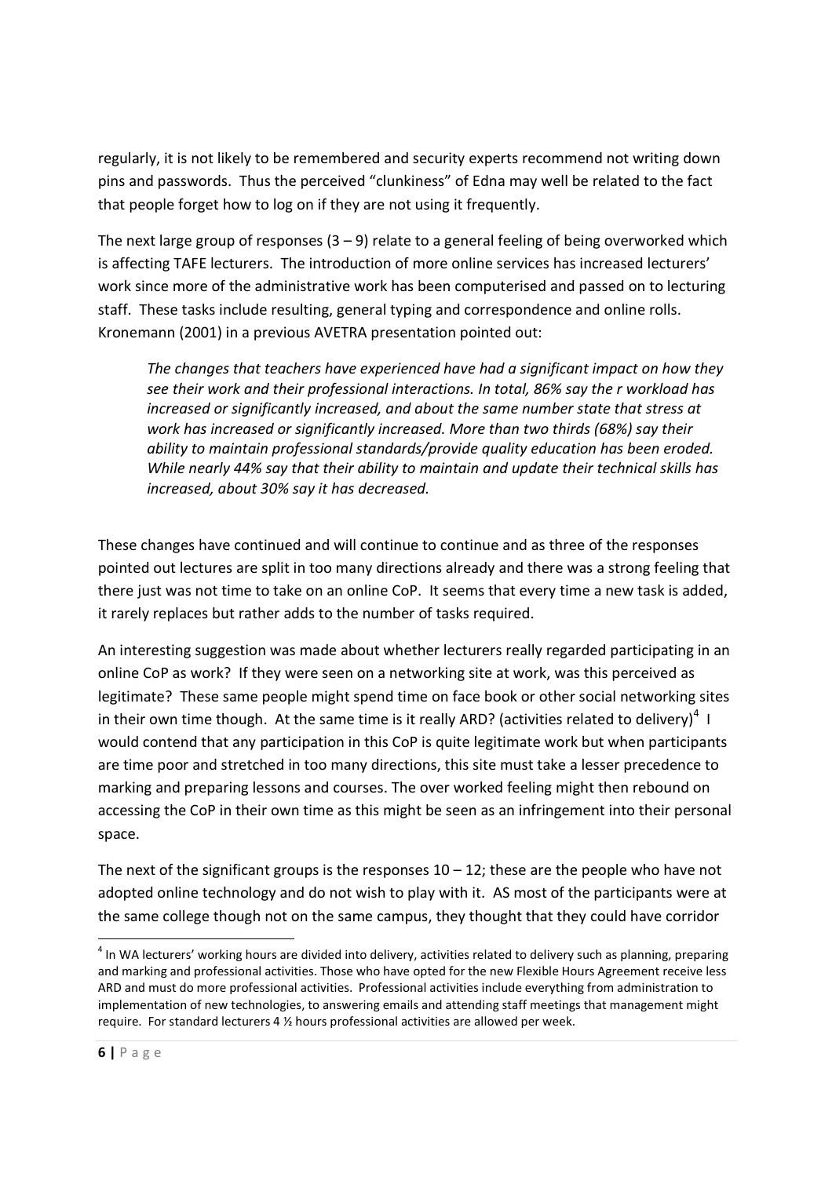regularly, it is not likely to be remembered and security experts recommend not writing down pins and passwords. Thus the perceived "clunkiness" of Edna may well be related to the fact that people forget how to log on if they are not using it frequently.

The next large group of responses (3 – 9) relate to a general feeling of being overworked which is affecting TAFE lecturers. The introduction of more online services has increased lecturers' work since more of the administrative work has been computerised and passed on to lecturing staff. These tasks include resulting, general typing and correspondence and online rolls. Kronemann (2001) in a previous AVETRA presentation pointed out:

> *The changes that teachers have experienced have had a significant impact on how they see their work and their professional interactions. In total, 86% say the r workload has increased or significantly increased, and about the same number state that stress at work has increased or significantly increased. More than two thirds (68%) say their ability to maintain professional standards/provide quality education has been eroded. While nearly 44% say that their ability to maintain and update their technical skills has increased, about 30% say it has decreased.*

These changes have continued and will continue to continue and as three of the responses pointed out lectures are split in too many directions already and there was a strong feeling that there just was not time to take on an online CoP. It seems that every time a new task is added, it rarely replaces but rather adds to the number of tasks required.

An interesting suggestion was made about whether lecturers really regarded participating in an online CoP as work? If they were seen on a networking site at work, was this perceived as legitimate? These same people might spend time on face book or other social networking sites in their own time though. At the same time is it really ARD? (activities related to delivery)[4] I would contend that any participation in this CoP is quite legitimate work but when participants are time poor and stretched in too many directions, this site must take a lesser precedence to marking and preparing lessons and courses. The over worked feeling might then rebound on accessing the CoP in their own time as this might be seen as an infringement into their personal space.

The next of the significant groups is the responses 10 – 12; these are the people who have not adopted online technology and do not wish to play with it. AS most of the participants were at the same college though not on the same campus, they thought that they could have corridor

---

[4] In WA lecturers' working hours are divided into delivery, activities related to delivery such as planning, preparing and marking and professional activities. Those who have opted for the new Flexible Hours Agreement receive less ARD and must do more professional activities. Professional activities include everything from administration to implementation of new technologies, to answering emails and attending staff meetings that management might require. For standard lecturers 4 ½ hours professional activities are allowed per week.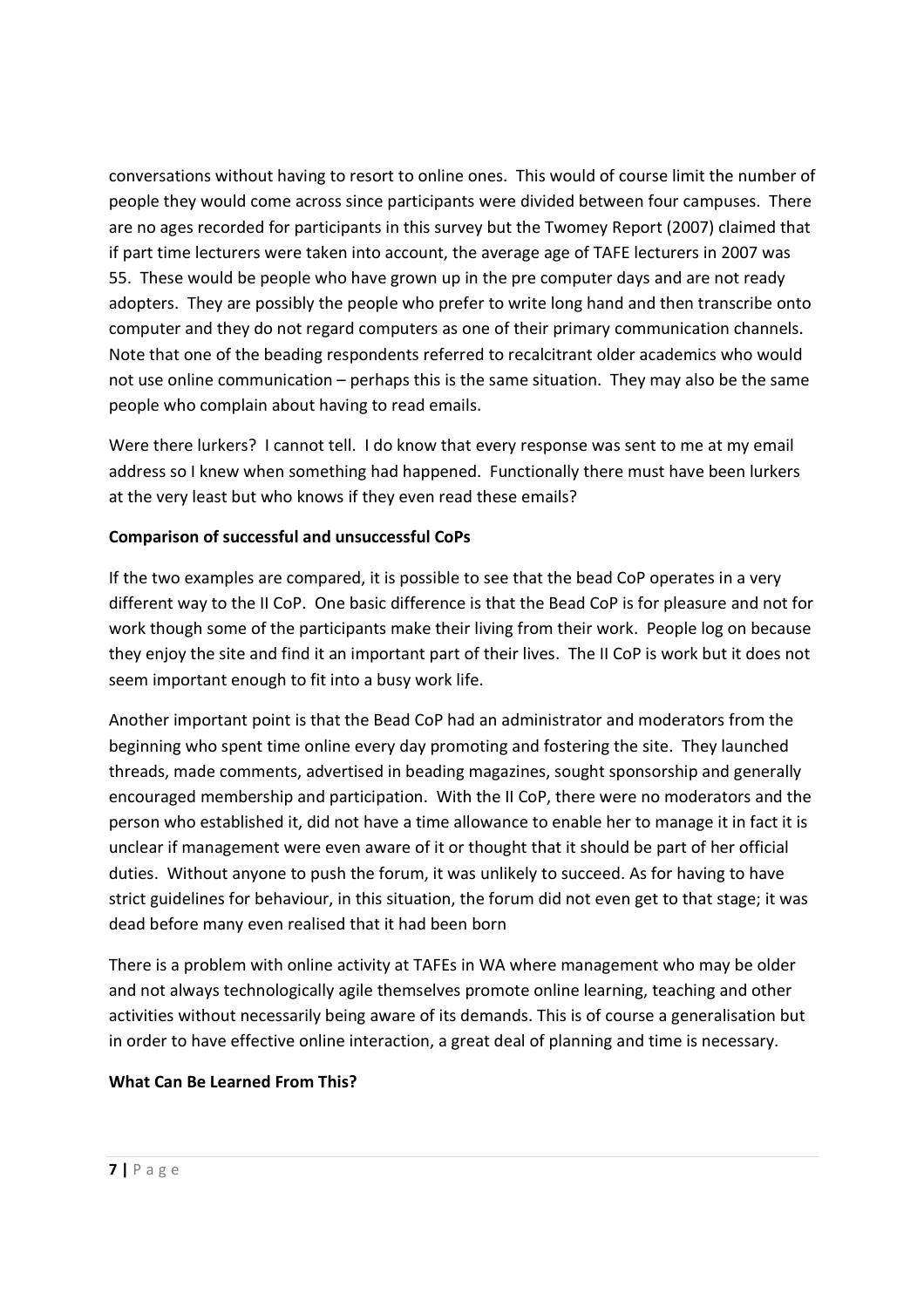conversations without having to resort to online ones. This would of course limit the number of people they would come across since participants were divided between four campuses. There are no ages recorded for participants in this survey but the Twomey Report (2007) claimed that if part time lecturers were taken into account, the average age of TAFE lecturers in 2007 was 55. These would be people who have grown up in the pre computer days and are not ready adopters. They are possibly the people who prefer to write long hand and then transcribe onto computer and they do not regard computers as one of their primary communication channels. Note that one of the beading respondents referred to recalcitrant older academics who would not use online communication – perhaps this is the same situation. They may also be the same people who complain about having to read emails.

Were there lurkers? I cannot tell. I do know that every response was sent to me at my email address so I knew when something had happened. Functionally there must have been lurkers at the very least but who knows if they even read these emails?

**Comparison of successful and unsuccessful CoPs**

If the two examples are compared, it is possible to see that the bead CoP operates in a very different way to the II CoP. One basic difference is that the Bead CoP is for pleasure and not for work though some of the participants make their living from their work. People log on because they enjoy the site and find it an important part of their lives. The II CoP is work but it does not seem important enough to fit into a busy work life.

Another important point is that the Bead CoP had an administrator and moderators from the beginning who spent time online every day promoting and fostering the site. They launched threads, made comments, advertised in beading magazines, sought sponsorship and generally encouraged membership and participation. With the II CoP, there were no moderators and the person who established it, did not have a time allowance to enable her to manage it in fact it is unclear if management were even aware of it or thought that it should be part of her official duties. Without anyone to push the forum, it was unlikely to succeed. As for having to have strict guidelines for behaviour, in this situation, the forum did not even get to that stage; it was dead before many even realised that it had been born

There is a problem with online activity at TAFEs in WA where management who may be older and not always technologically agile themselves promote online learning, teaching and other activities without necessarily being aware of its demands. This is of course a generalisation but in order to have effective online interaction, a great deal of planning and time is necessary.

**What Can Be Learned From This?**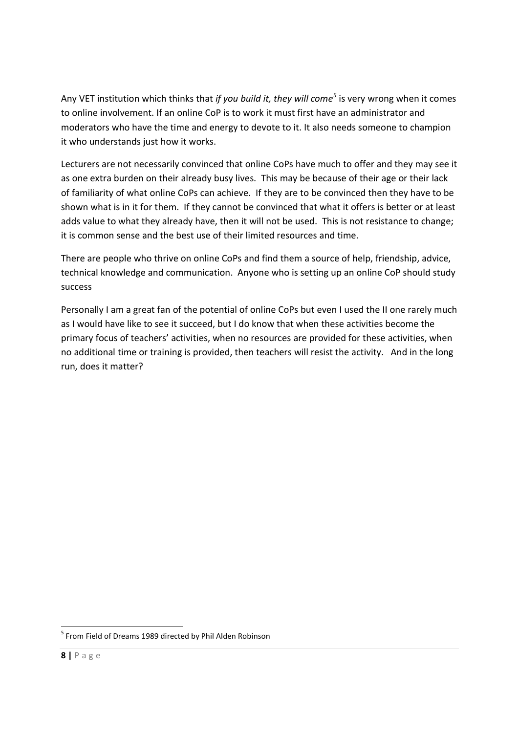Any VET institution which thinks that *if you build it, they will come*[5] is very wrong when it comes to online involvement. If an online CoP is to work it must first have an administrator and moderators who have the time and energy to devote to it. It also needs someone to champion it who understands just how it works.

Lecturers are not necessarily convinced that online CoPs have much to offer and they may see it as one extra burden on their already busy lives. This may be because of their age or their lack of familiarity of what online CoPs can achieve. If they are to be convinced then they have to be shown what is in it for them. If they cannot be convinced that what it offers is better or at least adds value to what they already have, then it will not be used. This is not resistance to change; it is common sense and the best use of their limited resources and time.

There are people who thrive on online CoPs and find them a source of help, friendship, advice, technical knowledge and communication. Anyone who is setting up an online CoP should study success

Personally I am a great fan of the potential of online CoPs but even I used the II one rarely much as I would have like to see it succeed, but I do know that when these activities become the primary focus of teachers' activities, when no resources are provided for these activities, when no additional time or training is provided, then teachers will resist the activity. And in the long run, does it matter?

---

[5] From Field of Dreams 1989 directed by Phil Alden Robinson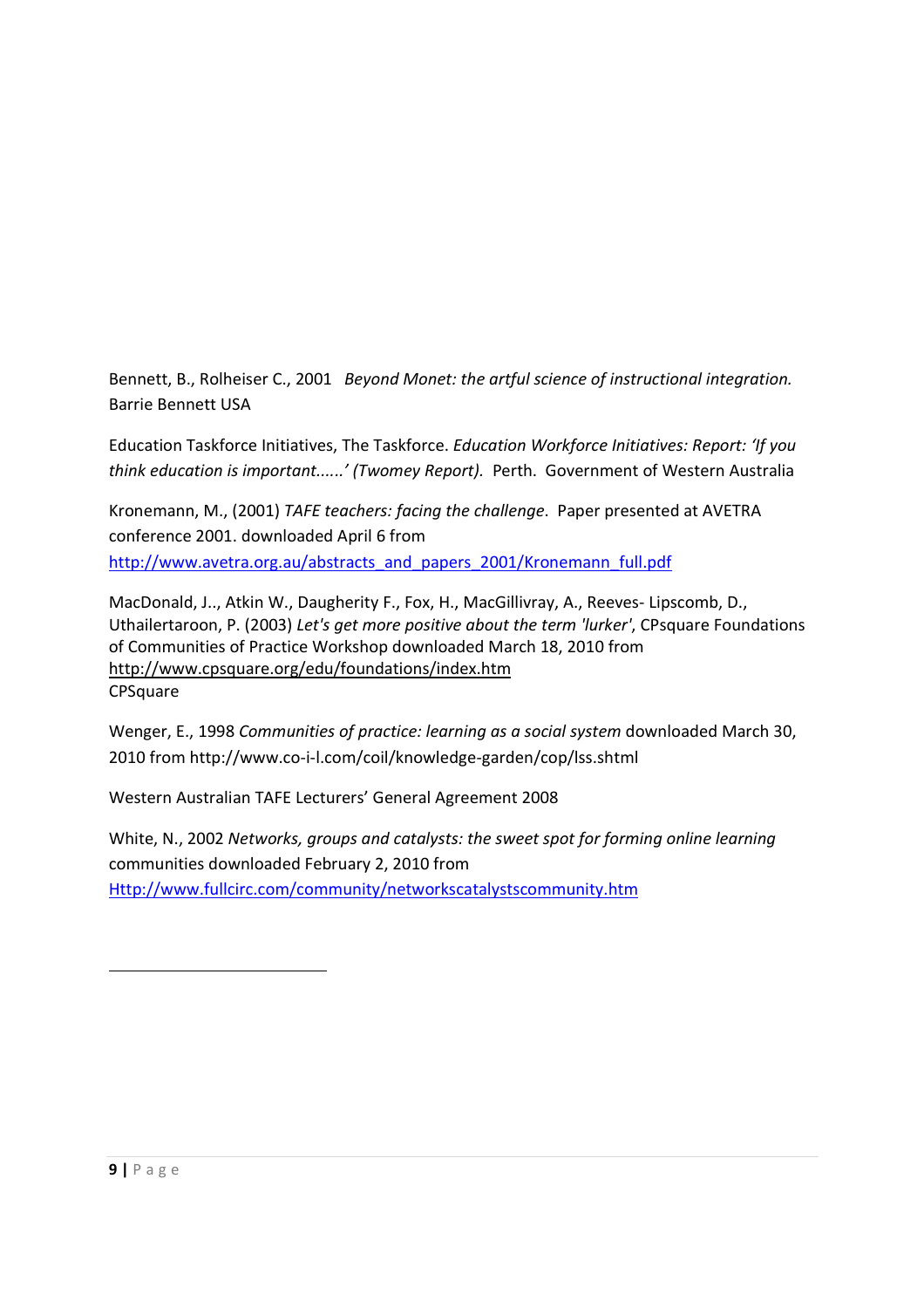Bennett, B., Rolheiser C., 2001 *Beyond Monet: the artful science of instructional integration.* Barrie Bennett USA

Education Taskforce Initiatives, The Taskforce. *Education Workforce Initiatives: Report: 'If you think education is important......' (Twomey Report).* Perth. Government of Western Australia

Kronemann, M., (2001) *TAFE teachers: facing the challenge*. Paper presented at AVETRA conference 2001. downloaded April 6 from http://www.avetra.org.au/abstracts_and_papers_2001/Kronemann_full.pdf

MacDonald, J.., Atkin W., Daugherity F., Fox, H., MacGillivray, A., Reeves- Lipscomb, D., Uthailertaroon, P. (2003) *Let's get more positive about the term 'lurker'*, CPsquare Foundations of Communities of Practice Workshop downloaded March 18, 2010 from http://www.cpsquare.org/edu/foundations/index.htm
CPSquare

Wenger, E., 1998 *Communities of practice: learning as a social system* downloaded March 30, 2010 from http://www.co-i-l.com/coil/knowledge-garden/cop/lss.shtml

Western Australian TAFE Lecturers' General Agreement 2008

White, N., 2002 *Networks, groups and catalysts: the sweet spot for forming online learning* communities downloaded February 2, 2010 from Http://www.fullcirc.com/community/networkscatalystscommunity.htm